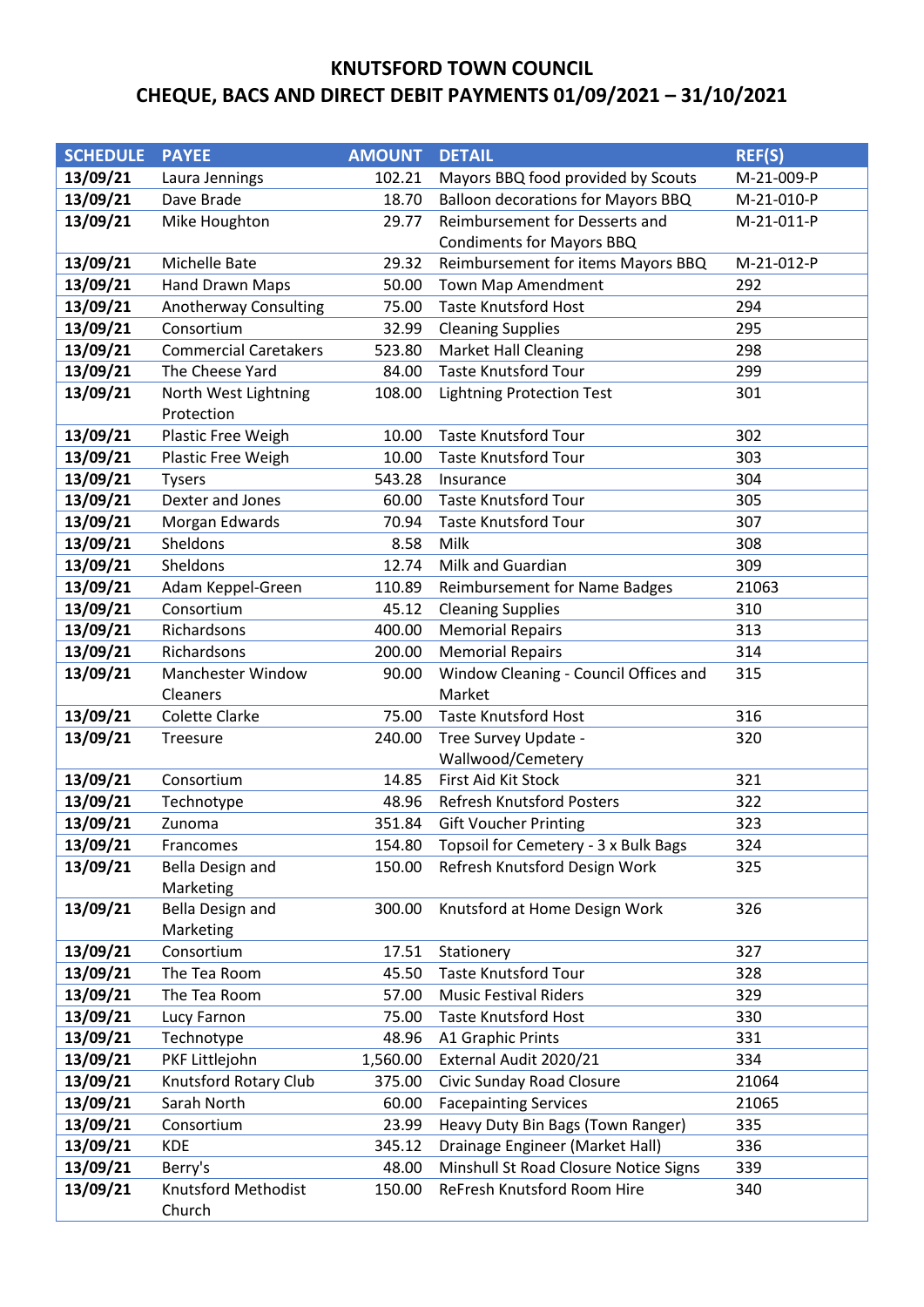# KNUTSFORD TOWN COUNCIL
# CHEQUE, BACS AND DIRECT DEBIT PAYMENTS 01/09/2021 – 31/10/2021

| SCHEDULE | PAYEE | AMOUNT | DETAIL | REF(S) |
|---|---|---|---|---|
| 13/09/21 | Laura Jennings | 102.21 | Mayors BBQ food provided by Scouts | M-21-009-P |
| 13/09/21 | Dave Brade | 18.70 | Balloon decorations for Mayors BBQ | M-21-010-P |
| 13/09/21 | Mike Houghton | 29.77 | Reimbursement for Desserts and Condiments for Mayors BBQ | M-21-011-P |
| 13/09/21 | Michelle Bate | 29.32 | Reimbursement for items Mayors BBQ | M-21-012-P |
| 13/09/21 | Hand Drawn Maps | 50.00 | Town Map Amendment | 292 |
| 13/09/21 | Anotherway Consulting | 75.00 | Taste Knutsford Host | 294 |
| 13/09/21 | Consortium | 32.99 | Cleaning Supplies | 295 |
| 13/09/21 | Commercial Caretakers | 523.80 | Market Hall Cleaning | 298 |
| 13/09/21 | The Cheese Yard | 84.00 | Taste Knutsford Tour | 299 |
| 13/09/21 | North West Lightning Protection | 108.00 | Lightning Protection Test | 301 |
| 13/09/21 | Plastic Free Weigh | 10.00 | Taste Knutsford Tour | 302 |
| 13/09/21 | Plastic Free Weigh | 10.00 | Taste Knutsford Tour | 303 |
| 13/09/21 | Tysers | 543.28 | Insurance | 304 |
| 13/09/21 | Dexter and Jones | 60.00 | Taste Knutsford Tour | 305 |
| 13/09/21 | Morgan Edwards | 70.94 | Taste Knutsford Tour | 307 |
| 13/09/21 | Sheldons | 8.58 | Milk | 308 |
| 13/09/21 | Sheldons | 12.74 | Milk and Guardian | 309 |
| 13/09/21 | Adam Keppel-Green | 110.89 | Reimbursement for Name Badges | 21063 |
| 13/09/21 | Consortium | 45.12 | Cleaning Supplies | 310 |
| 13/09/21 | Richardsons | 400.00 | Memorial Repairs | 313 |
| 13/09/21 | Richardsons | 200.00 | Memorial Repairs | 314 |
| 13/09/21 | Manchester Window Cleaners | 90.00 | Window Cleaning - Council Offices and Market | 315 |
| 13/09/21 | Colette Clarke | 75.00 | Taste Knutsford Host | 316 |
| 13/09/21 | Treesure | 240.00 | Tree Survey Update - Wallwood/Cemetery | 320 |
| 13/09/21 | Consortium | 14.85 | First Aid Kit Stock | 321 |
| 13/09/21 | Technotype | 48.96 | Refresh Knutsford Posters | 322 |
| 13/09/21 | Zunoma | 351.84 | Gift Voucher Printing | 323 |
| 13/09/21 | Francomes | 154.80 | Topsoil for Cemetery - 3 x Bulk Bags | 324 |
| 13/09/21 | Bella Design and Marketing | 150.00 | Refresh Knutsford Design Work | 325 |
| 13/09/21 | Bella Design and Marketing | 300.00 | Knutsford at Home Design Work | 326 |
| 13/09/21 | Consortium | 17.51 | Stationery | 327 |
| 13/09/21 | The Tea Room | 45.50 | Taste Knutsford Tour | 328 |
| 13/09/21 | The Tea Room | 57.00 | Music Festival Riders | 329 |
| 13/09/21 | Lucy Farnon | 75.00 | Taste Knutsford Host | 330 |
| 13/09/21 | Technotype | 48.96 | A1 Graphic Prints | 331 |
| 13/09/21 | PKF Littlejohn | 1,560.00 | External Audit 2020/21 | 334 |
| 13/09/21 | Knutsford Rotary Club | 375.00 | Civic Sunday Road Closure | 21064 |
| 13/09/21 | Sarah North | 60.00 | Facepainting Services | 21065 |
| 13/09/21 | Consortium | 23.99 | Heavy Duty Bin Bags (Town Ranger) | 335 |
| 13/09/21 | KDE | 345.12 | Drainage Engineer (Market Hall) | 336 |
| 13/09/21 | Berry's | 48.00 | Minshull St Road Closure Notice Signs | 339 |
| 13/09/21 | Knutsford Methodist Church | 150.00 | ReFresh Knutsford Room Hire | 340 |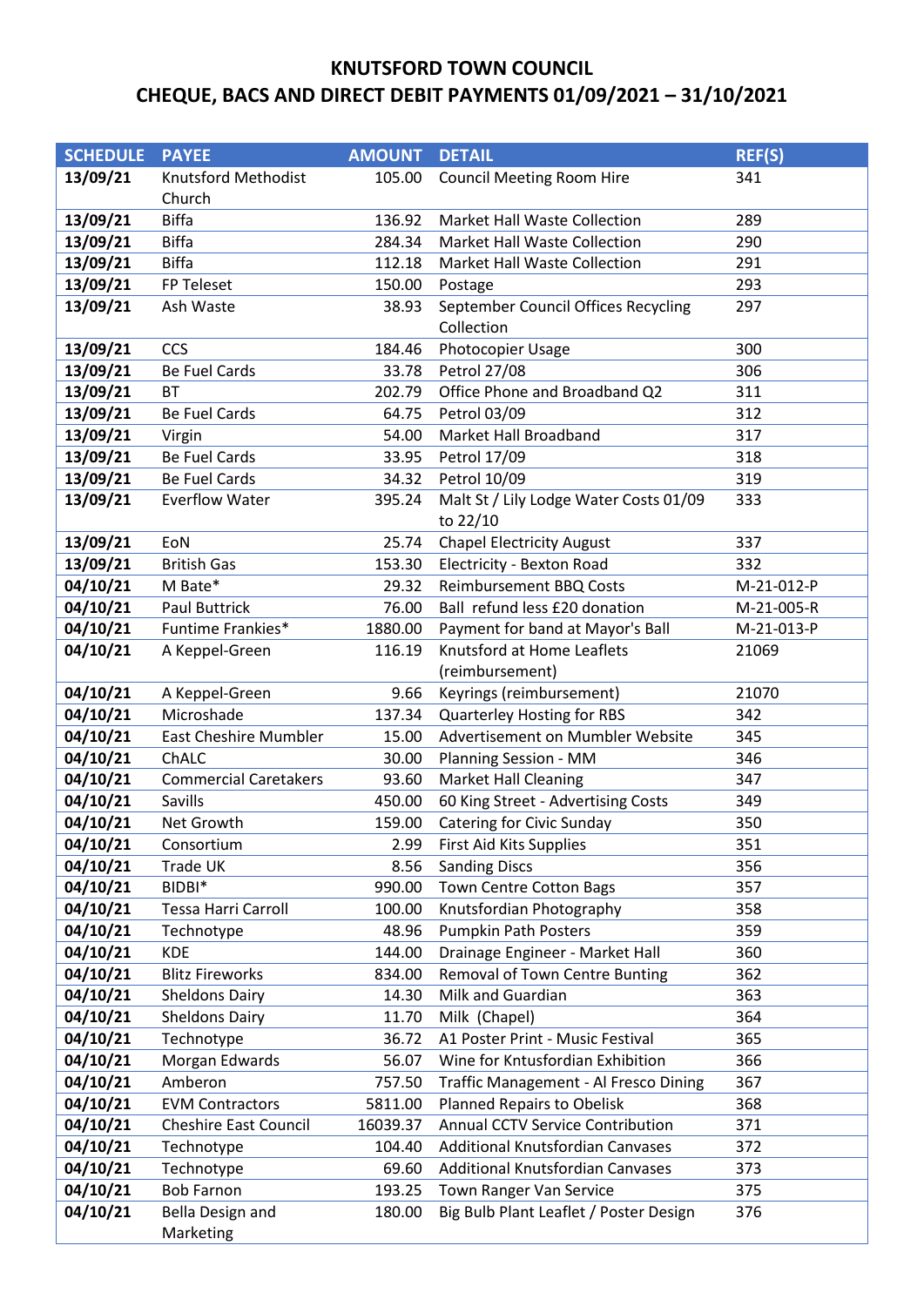# KNUTSFORD TOWN COUNCIL
## CHEQUE, BACS AND DIRECT DEBIT PAYMENTS 01/09/2021 – 31/10/2021

| SCHEDULE | PAYEE | AMOUNT | DETAIL | REF(S) |
|---|---|---|---|---|
| **13/09/21** | Knutsford Methodist Church | 105.00 | Council Meeting Room Hire | 341 |
| **13/09/21** | Biffa | 136.92 | Market Hall Waste Collection | 289 |
| **13/09/21** | Biffa | 284.34 | Market Hall Waste Collection | 290 |
| **13/09/21** | Biffa | 112.18 | Market Hall Waste Collection | 291 |
| **13/09/21** | FP Teleset | 150.00 | Postage | 293 |
| **13/09/21** | Ash Waste | 38.93 | September Council Offices Recycling Collection | 297 |
| **13/09/21** | CCS | 184.46 | Photocopier Usage | 300 |
| **13/09/21** | Be Fuel Cards | 33.78 | Petrol 27/08 | 306 |
| **13/09/21** | BT | 202.79 | Office Phone and Broadband Q2 | 311 |
| **13/09/21** | Be Fuel Cards | 64.75 | Petrol 03/09 | 312 |
| **13/09/21** | Virgin | 54.00 | Market Hall Broadband | 317 |
| **13/09/21** | Be Fuel Cards | 33.95 | Petrol 17/09 | 318 |
| **13/09/21** | Be Fuel Cards | 34.32 | Petrol 10/09 | 319 |
| **13/09/21** | Everflow Water | 395.24 | Malt St / Lily Lodge Water Costs 01/09 to 22/10 | 333 |
| **13/09/21** | EoN | 25.74 | Chapel Electricity August | 337 |
| **13/09/21** | British Gas | 153.30 | Electricity - Bexton Road | 332 |
| **04/10/21** | M Bate* | 29.32 | Reimbursement BBQ Costs | M-21-012-P |
| **04/10/21** | Paul Buttrick | 76.00 | Ball refund less £20 donation | M-21-005-R |
| **04/10/21** | Funtime Frankies* | 1880.00 | Payment for band at Mayor's Ball | M-21-013-P |
| **04/10/21** | A Keppel-Green | 116.19 | Knutsford at Home Leaflets (reimbursement) | 21069 |
| **04/10/21** | A Keppel-Green | 9.66 | Keyrings (reimbursement) | 21070 |
| **04/10/21** | Microshade | 137.34 | Quarterley Hosting for RBS | 342 |
| **04/10/21** | East Cheshire Mumbler | 15.00 | Advertisement on Mumbler Website | 345 |
| **04/10/21** | ChALC | 30.00 | Planning Session - MM | 346 |
| **04/10/21** | Commercial Caretakers | 93.60 | Market Hall Cleaning | 347 |
| **04/10/21** | Savills | 450.00 | 60 King Street - Advertising Costs | 349 |
| **04/10/21** | Net Growth | 159.00 | Catering for Civic Sunday | 350 |
| **04/10/21** | Consortium | 2.99 | First Aid Kits Supplies | 351 |
| **04/10/21** | Trade UK | 8.56 | Sanding Discs | 356 |
| **04/10/21** | BIDBI* | 990.00 | Town Centre Cotton Bags | 357 |
| **04/10/21** | Tessa Harri Carroll | 100.00 | Knutsfordian Photography | 358 |
| **04/10/21** | Technotype | 48.96 | Pumpkin Path Posters | 359 |
| **04/10/21** | KDE | 144.00 | Drainage Engineer - Market Hall | 360 |
| **04/10/21** | Blitz Fireworks | 834.00 | Removal of Town Centre Bunting | 362 |
| **04/10/21** | Sheldons Dairy | 14.30 | Milk and Guardian | 363 |
| **04/10/21** | Sheldons Dairy | 11.70 | Milk (Chapel) | 364 |
| **04/10/21** | Technotype | 36.72 | A1 Poster Print - Music Festival | 365 |
| **04/10/21** | Morgan Edwards | 56.07 | Wine for Kntusfordian Exhibition | 366 |
| **04/10/21** | Amberon | 757.50 | Traffic Management - Al Fresco Dining | 367 |
| **04/10/21** | EVM Contractors | 5811.00 | Planned Repairs to Obelisk | 368 |
| **04/10/21** | Cheshire East Council | 16039.37 | Annual CCTV Service Contribution | 371 |
| **04/10/21** | Technotype | 104.40 | Additional Knutsfordian Canvases | 372 |
| **04/10/21** | Technotype | 69.60 | Additional Knutsfordian Canvases | 373 |
| **04/10/21** | Bob Farnon | 193.25 | Town Ranger Van Service | 375 |
| **04/10/21** | Bella Design and Marketing | 180.00 | Big Bulb Plant Leaflet / Poster Design | 376 |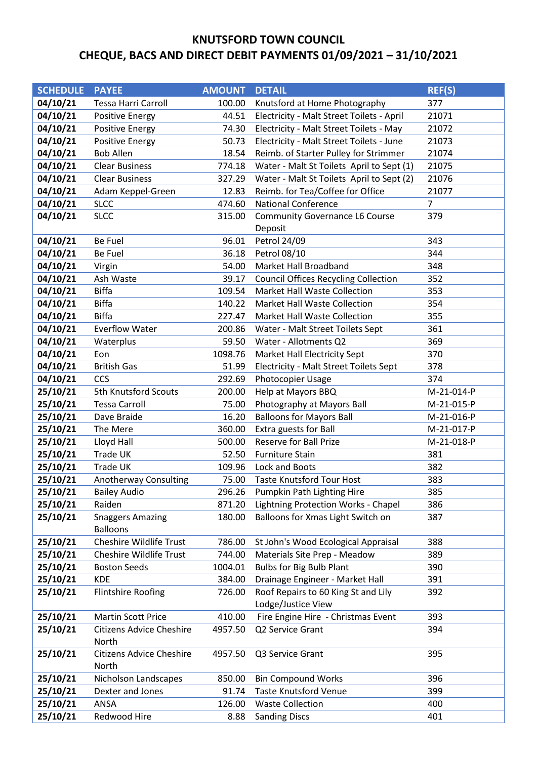# KNUTSFORD TOWN COUNCIL
## CHEQUE, BACS AND DIRECT DEBIT PAYMENTS 01/09/2021 – 31/10/2021

| SCHEDULE | PAYEE | AMOUNT | DETAIL | REF(S) |
|---|---|---|---|---|
| **04/10/21** | Tessa Harri Carroll | 100.00 | Knutsford at Home Photography | 377 |
| **04/10/21** | Positive Energy | 44.51 | Electricity - Malt Street Toilets - April | 21071 |
| **04/10/21** | Positive Energy | 74.30 | Electricity - Malt Street Toilets - May | 21072 |
| **04/10/21** | Positive Energy | 50.73 | Electricity - Malt Street Toilets - June | 21073 |
| **04/10/21** | Bob Allen | 18.54 | Reimb. of Starter Pulley for Strimmer | 21074 |
| **04/10/21** | Clear Business | 774.18 | Water - Malt St Toilets April to Sept (1) | 21075 |
| **04/10/21** | Clear Business | 327.29 | Water - Malt St Toilets April to Sept (2) | 21076 |
| **04/10/21** | Adam Keppel-Green | 12.83 | Reimb. for Tea/Coffee for Office | 21077 |
| **04/10/21** | SLCC | 474.60 | National Conference | 7 |
| **04/10/21** | SLCC | 315.00 | Community Governance L6 Course Deposit | 379 |
| **04/10/21** | Be Fuel | 96.01 | Petrol 24/09 | 343 |
| **04/10/21** | Be Fuel | 36.18 | Petrol 08/10 | 344 |
| **04/10/21** | Virgin | 54.00 | Market Hall Broadband | 348 |
| **04/10/21** | Ash Waste | 39.17 | Council Offices Recycling Collection | 352 |
| **04/10/21** | Biffa | 109.54 | Market Hall Waste Collection | 353 |
| **04/10/21** | Biffa | 140.22 | Market Hall Waste Collection | 354 |
| **04/10/21** | Biffa | 227.47 | Market Hall Waste Collection | 355 |
| **04/10/21** | Everflow Water | 200.86 | Water - Malt Street Toilets Sept | 361 |
| **04/10/21** | Waterplus | 59.50 | Water - Allotments Q2 | 369 |
| **04/10/21** | Eon | 1098.76 | Market Hall Electricity Sept | 370 |
| **04/10/21** | British Gas | 51.99 | Electricity - Malt Street Toilets Sept | 378 |
| **04/10/21** | CCS | 292.69 | Photocopier Usage | 374 |
| **25/10/21** | 5th Knutsford Scouts | 200.00 | Help at Mayors BBQ | M-21-014-P |
| **25/10/21** | Tessa Carroll | 75.00 | Photography at Mayors Ball | M-21-015-P |
| **25/10/21** | Dave Braide | 16.20 | Balloons for Mayors Ball | M-21-016-P |
| **25/10/21** | The Mere | 360.00 | Extra guests for Ball | M-21-017-P |
| **25/10/21** | Lloyd Hall | 500.00 | Reserve for Ball Prize | M-21-018-P |
| **25/10/21** | Trade UK | 52.50 | Furniture Stain | 381 |
| **25/10/21** | Trade UK | 109.96 | Lock and Boots | 382 |
| **25/10/21** | Anotherway Consulting | 75.00 | Taste Knutsford Tour Host | 383 |
| **25/10/21** | Bailey Audio | 296.26 | Pumpkin Path Lighting Hire | 385 |
| **25/10/21** | Raiden | 871.20 | Lightning Protection Works - Chapel | 386 |
| **25/10/21** | Snaggers Amazing Balloons | 180.00 | Balloons for Xmas Light Switch on | 387 |
| **25/10/21** | Cheshire Wildlife Trust | 786.00 | St John's Wood Ecological Appraisal | 388 |
| **25/10/21** | Cheshire Wildlife Trust | 744.00 | Materials Site Prep - Meadow | 389 |
| **25/10/21** | Boston Seeds | 1004.01 | Bulbs for Big Bulb Plant | 390 |
| **25/10/21** | KDE | 384.00 | Drainage Engineer - Market Hall | 391 |
| **25/10/21** | Flintshire Roofing | 726.00 | Roof Repairs to 60 King St and Lily Lodge/Justice View | 392 |
| **25/10/21** | Martin Scott Price | 410.00 | Fire Engine Hire - Christmas Event | 393 |
| **25/10/21** | Citizens Advice Cheshire North | 4957.50 | Q2 Service Grant | 394 |
| **25/10/21** | Citizens Advice Cheshire North | 4957.50 | Q3 Service Grant | 395 |
| **25/10/21** | Nicholson Landscapes | 850.00 | Bin Compound Works | 396 |
| **25/10/21** | Dexter and Jones | 91.74 | Taste Knutsford Venue | 399 |
| **25/10/21** | ANSA | 126.00 | Waste Collection | 400 |
| **25/10/21** | Redwood Hire | 8.88 | Sanding Discs | 401 |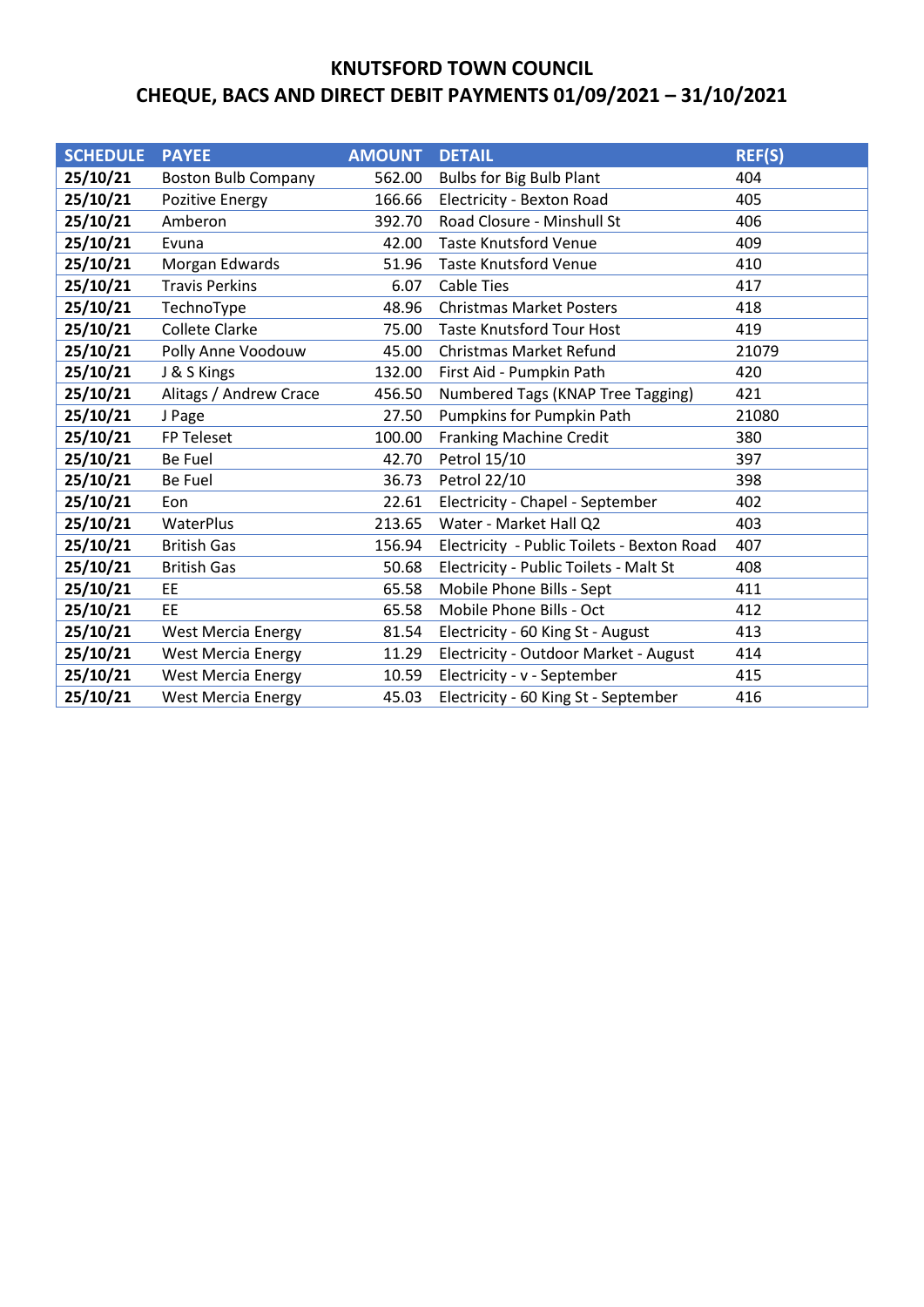# KNUTSFORD TOWN COUNCIL
## CHEQUE, BACS AND DIRECT DEBIT PAYMENTS 01/09/2021 – 31/10/2021

| SCHEDULE | PAYEE | AMOUNT | DETAIL | REF(S) |
|---|---|---|---|---|
| **25/10/21** | Boston Bulb Company | 562.00 | Bulbs for Big Bulb Plant | 404 |
| **25/10/21** | Pozitive Energy | 166.66 | Electricity - Bexton Road | 405 |
| **25/10/21** | Amberon | 392.70 | Road Closure - Minshull St | 406 |
| **25/10/21** | Evuna | 42.00 | Taste Knutsford Venue | 409 |
| **25/10/21** | Morgan Edwards | 51.96 | Taste Knutsford Venue | 410 |
| **25/10/21** | Travis Perkins | 6.07 | Cable Ties | 417 |
| **25/10/21** | TechnoType | 48.96 | Christmas Market Posters | 418 |
| **25/10/21** | Collete Clarke | 75.00 | Taste Knutsford Tour Host | 419 |
| **25/10/21** | Polly Anne Voodouw | 45.00 | Christmas Market Refund | 21079 |
| **25/10/21** | J & S Kings | 132.00 | First Aid - Pumpkin Path | 420 |
| **25/10/21** | Alitags / Andrew Crace | 456.50 | Numbered Tags (KNAP Tree Tagging) | 421 |
| **25/10/21** | J Page | 27.50 | Pumpkins for Pumpkin Path | 21080 |
| **25/10/21** | FP Teleset | 100.00 | Franking Machine Credit | 380 |
| **25/10/21** | Be Fuel | 42.70 | Petrol 15/10 | 397 |
| **25/10/21** | Be Fuel | 36.73 | Petrol 22/10 | 398 |
| **25/10/21** | Eon | 22.61 | Electricity - Chapel - September | 402 |
| **25/10/21** | WaterPlus | 213.65 | Water - Market Hall Q2 | 403 |
| **25/10/21** | British Gas | 156.94 | Electricity - Public Toilets - Bexton Road | 407 |
| **25/10/21** | British Gas | 50.68 | Electricity - Public Toilets - Malt St | 408 |
| **25/10/21** | EE | 65.58 | Mobile Phone Bills - Sept | 411 |
| **25/10/21** | EE | 65.58 | Mobile Phone Bills - Oct | 412 |
| **25/10/21** | West Mercia Energy | 81.54 | Electricity - 60 King St - August | 413 |
| **25/10/21** | West Mercia Energy | 11.29 | Electricity - Outdoor Market - August | 414 |
| **25/10/21** | West Mercia Energy | 10.59 | Electricity - v - September | 415 |
| **25/10/21** | West Mercia Energy | 45.03 | Electricity - 60 King St - September | 416 |